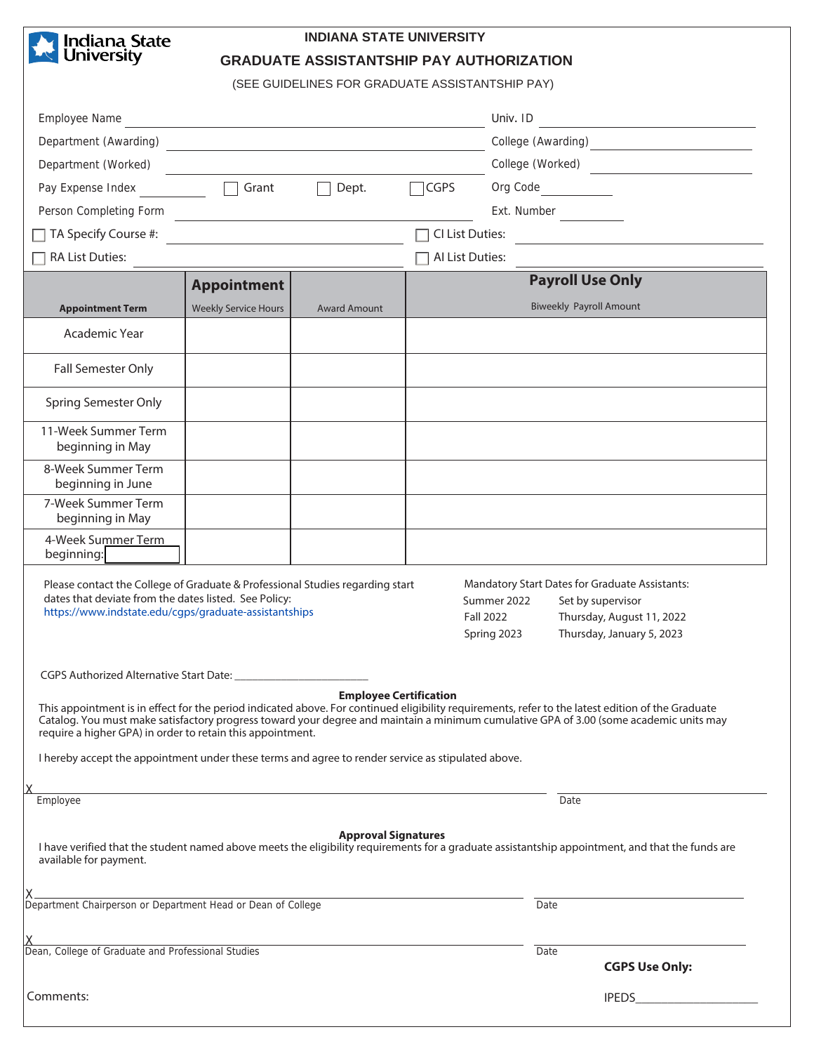Indiana State University

# INDIANA STATE UNIVERSITY

## GRADUATE ASSISTANTSHIP PAY AUTHORIZATION

(SEE GUIDELINES FOR GRADUATE ASSISTANTSHIP PAY)

Employee Name ______________________________ Univ. ID ______________

Department (Awarding) ______________________________ College (Awarding) ______________

Department (Worked) ______________________________ College (Worked) ______________

Pay Expense Index __________ ☐ Grant ☐ Dept. ☐ CGPS Org Code __________

Person Completing Form ______________________________ Ext. Number __________

☐ TA Specify Course #: ______________________ ☐ CI List Duties: ______________________

☐ RA List Duties: ______________________ ☐ AI List Duties: ______________________

| Appointment Term | Appointment Weekly Service Hours | Award Amount | Payroll Use Only Biweekly Payroll Amount |
|---|---|---|---|
| Academic Year | | | |
| Fall Semester Only | | | |
| Spring Semester Only | | | |
| 11-Week Summer Term beginning in May | | | |
| 8-Week Summer Term beginning in June | | | |
| 7-Week Summer Term beginning in May | | | |
| 4-Week Summer Term beginning: ______ | | | |

Please contact the College of Graduate & Professional Studies regarding start dates that deviate from the dates listed. See Policy: https://www.indstate.edu/cgps/graduate-assistantships

Mandatory Start Dates for Graduate Assistants:

| | |
|---|---|
| Summer 2022 | Set by supervisor |
| Fall 2022 | Thursday, August 11, 2022 |
| Spring 2023 | Thursday, January 5, 2023 |

CGPS Authorized Alternative Start Date: ______________________

**Employee Certification**

This appointment is in effect for the period indicated above. For continued eligibility requirements, refer to the latest edition of the Graduate Catalog. You must make satisfactory progress toward your degree and maintain a minimum cumulative GPA of 3.00 (some academic units may require a higher GPA) in order to retain this appointment.

I hereby accept the appointment under these terms and agree to render service as stipulated above.

X ______________________________ ______________
Employee Date

**Approval Signatures**

I have verified that the student named above meets the eligibility requirements for a graduate assistantship appointment, and that the funds are available for payment.

X ______________________________ ______________
Department Chairperson or Department Head or Dean of College Date

X ______________________________ ______________
Dean, College of Graduate and Professional Studies Date

**CGPS Use Only:**

Comments:

IPEDS ______________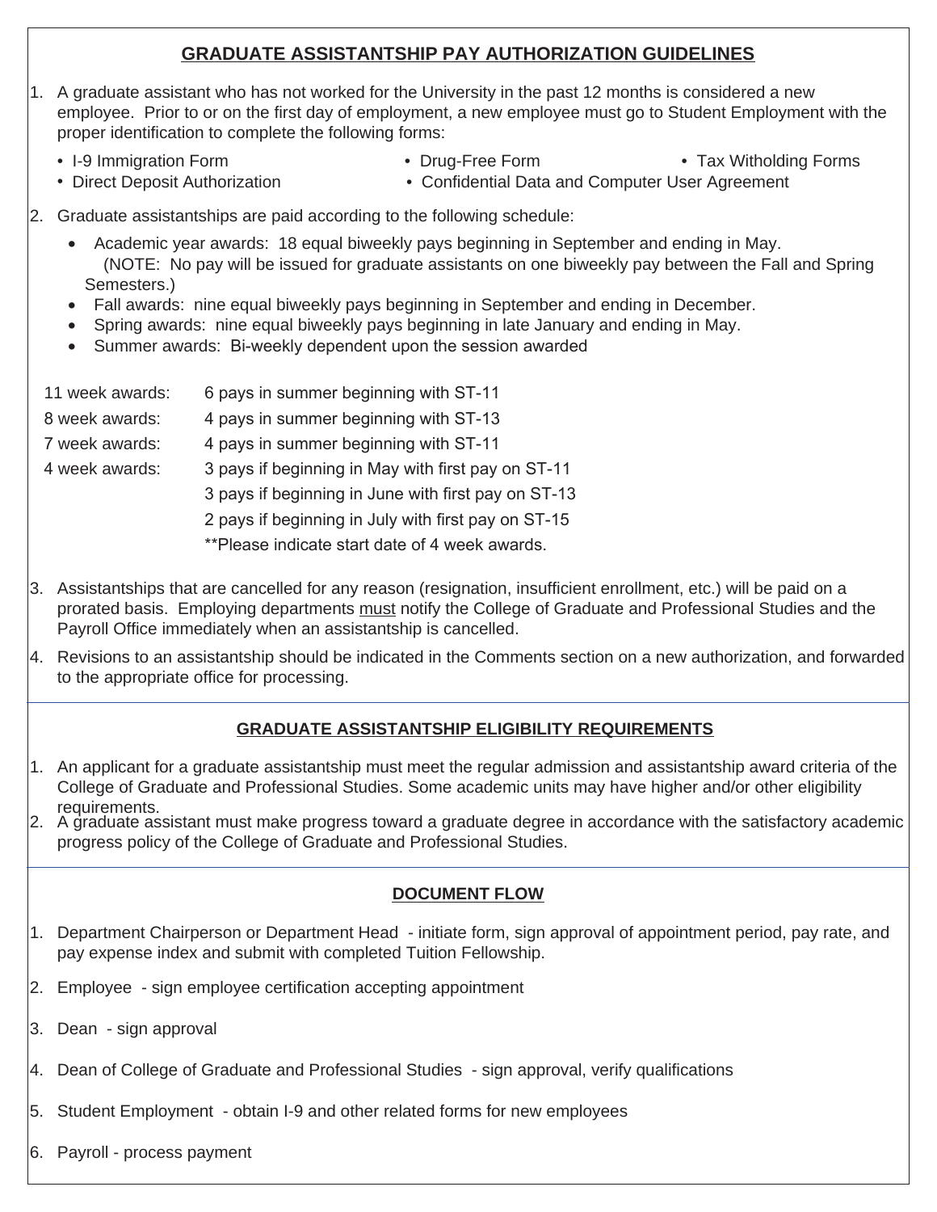## GRADUATE ASSISTANTSHIP PAY AUTHORIZATION GUIDELINES

1. A graduate assistant who has not worked for the University in the past 12 months is considered a new employee. Prior to or on the first day of employment, a new employee must go to Student Employment with the proper identification to complete the following forms:
   - I-9 Immigration Form
   - Drug-Free Form
   - Tax Witholding Forms
   - Direct Deposit Authorization
   - Confidential Data and Computer User Agreement
2. Graduate assistantships are paid according to the following schedule:
   - Academic year awards: 18 equal biweekly pays beginning in September and ending in May. (NOTE: No pay will be issued for graduate assistants on one biweekly pay between the Fall and Spring Semesters.)
   - Fall awards: nine equal biweekly pays beginning in September and ending in December.
   - Spring awards: nine equal biweekly pays beginning in late January and ending in May.
   - Summer awards: Bi-weekly dependent upon the session awarded

| | |
|---|---|
| 11 week awards: | 6 pays in summer beginning with ST-11 |
| 8 week awards: | 4 pays in summer beginning with ST-13 |
| 7 week awards: | 4 pays in summer beginning with ST-11 |
| 4 week awards: | 3 pays if beginning in May with first pay on ST-11 |
| | 3 pays if beginning in June with first pay on ST-13 |
| | 2 pays if beginning in July with first pay on ST-15 |
| | **Please indicate start date of 4 week awards. |

3. Assistantships that are cancelled for any reason (resignation, insufficient enrollment, etc.) will be paid on a prorated basis. Employing departments <u>must</u> notify the College of Graduate and Professional Studies and the Payroll Office immediately when an assistantship is cancelled.
4. Revisions to an assistantship should be indicated in the Comments section on a new authorization, and forwarded to the appropriate office for processing.

## GRADUATE ASSISTANTSHIP ELIGIBILITY REQUIREMENTS

1. An applicant for a graduate assistantship must meet the regular admission and assistantship award criteria of the College of Graduate and Professional Studies. Some academic units may have higher and/or other eligibility requirements.
2. A graduate assistant must make progress toward a graduate degree in accordance with the satisfactory academic progress policy of the College of Graduate and Professional Studies.

## DOCUMENT FLOW

1. Department Chairperson or Department Head - initiate form, sign approval of appointment period, pay rate, and pay expense index and submit with completed Tuition Fellowship.
2. Employee - sign employee certification accepting appointment
3. Dean - sign approval
4. Dean of College of Graduate and Professional Studies - sign approval, verify qualifications
5. Student Employment - obtain I-9 and other related forms for new employees
6. Payroll - process payment